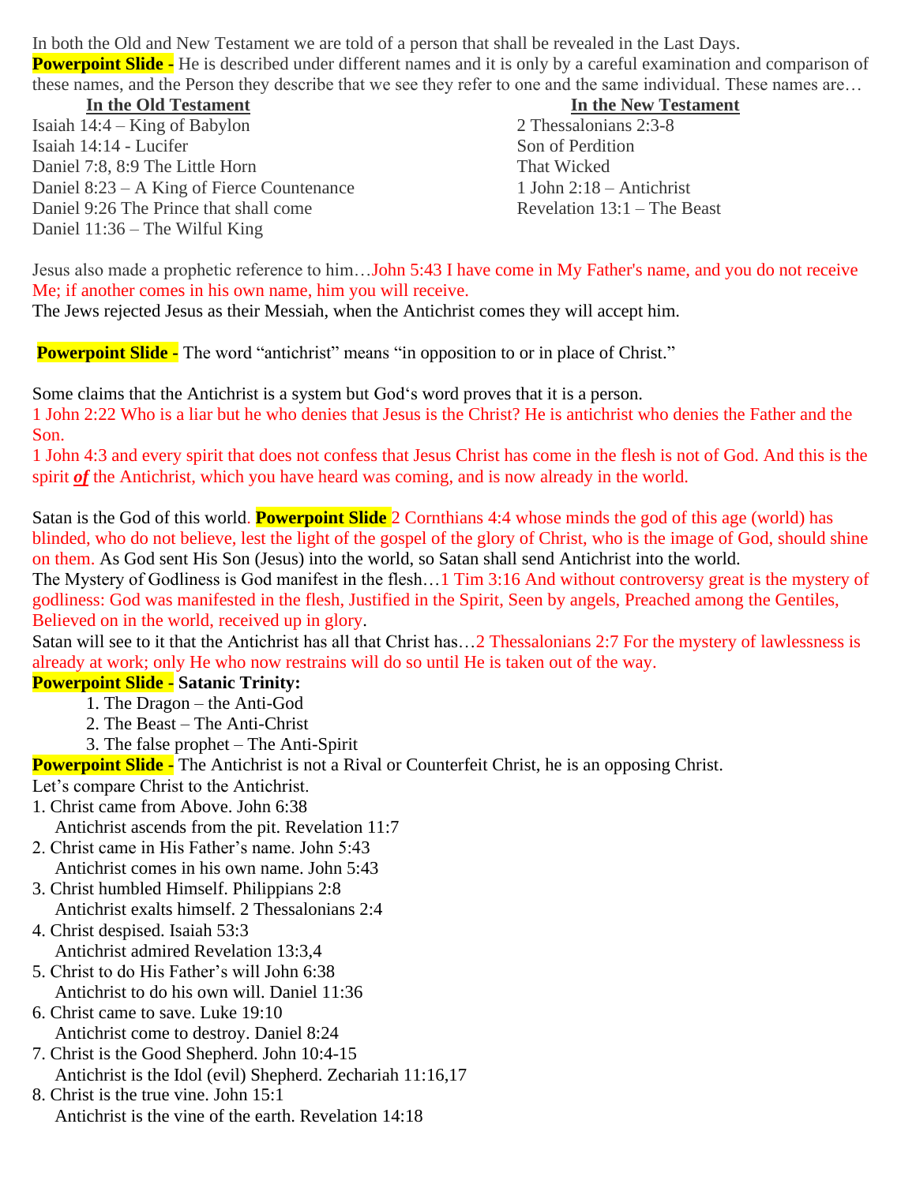In both the Old and New Testament we are told of a person that shall be revealed in the Last Days.

**Powerpoint Slide -** He is described under different names and it is only by a careful examination and comparison of these names, and the Person they describe that we see they refer to one and the same individual. These names are…

**In the Old Testament**

Isaiah 14:4 – King of Babylon
Isaiah 14:14 - Lucifer
Daniel 7:8, 8:9 The Little Horn
Daniel 8:23 – A King of Fierce Countenance
Daniel 9:26 The Prince that shall come
Daniel 11:36 – The Wilful King

**In the New Testament**

2 Thessalonians 2:3-8
Son of Perdition
That Wicked
1 John 2:18 – Antichrist
Revelation 13:1 – The Beast

Jesus also made a prophetic reference to him…John 5:43 I have come in My Father's name, and you do not receive Me; if another comes in his own name, him you will receive.
The Jews rejected Jesus as their Messiah, when the Antichrist comes they will accept him.

**Powerpoint Slide -** The word "antichrist" means "in opposition to or in place of Christ."

Some claims that the Antichrist is a system but God's word proves that it is a person.
1 John 2:22 Who is a liar but he who denies that Jesus is the Christ? He is antichrist who denies the Father and the Son.
1 John 4:3 and every spirit that does not confess that Jesus Christ has come in the flesh is not of God. And this is the spirit ***of*** the Antichrist, which you have heard was coming, and is now already in the world.

Satan is the God of this world. **Powerpoint Slide** 2 Cornthians 4:4 whose minds the god of this age (world) has blinded, who do not believe, lest the light of the gospel of the glory of Christ, who is the image of God, should shine on them. As God sent His Son (Jesus) into the world, so Satan shall send Antichrist into the world.
The Mystery of Godliness is God manifest in the flesh…1 Tim 3:16 And without controversy great is the mystery of godliness: God was manifested in the flesh, Justified in the Spirit, Seen by angels, Preached among the Gentiles, Believed on in the world, received up in glory.
Satan will see to it that the Antichrist has all that Christ has…2 Thessalonians 2:7 For the mystery of lawlessness is already at work; only He who now restrains will do so until He is taken out of the way.

**Powerpoint Slide - Satanic Trinity:**

1. The Dragon – the Anti-God
2. The Beast – The Anti-Christ
3. The false prophet – The Anti-Spirit

**Powerpoint Slide -** The Antichrist is not a Rival or Counterfeit Christ, he is an opposing Christ.
Let's compare Christ to the Antichrist.

1. Christ came from Above. John 6:38
   Antichrist ascends from the pit. Revelation 11:7
2. Christ came in His Father's name. John 5:43
   Antichrist comes in his own name. John 5:43
3. Christ humbled Himself. Philippians 2:8
   Antichrist exalts himself. 2 Thessalonians 2:4
4. Christ despised. Isaiah 53:3
   Antichrist admired Revelation 13:3,4
5. Christ to do His Father's will John 6:38
   Antichrist to do his own will. Daniel 11:36
6. Christ came to save. Luke 19:10
   Antichrist come to destroy. Daniel 8:24
7. Christ is the Good Shepherd. John 10:4-15
   Antichrist is the Idol (evil) Shepherd. Zechariah 11:16,17
8. Christ is the true vine. John 15:1
   Antichrist is the vine of the earth. Revelation 14:18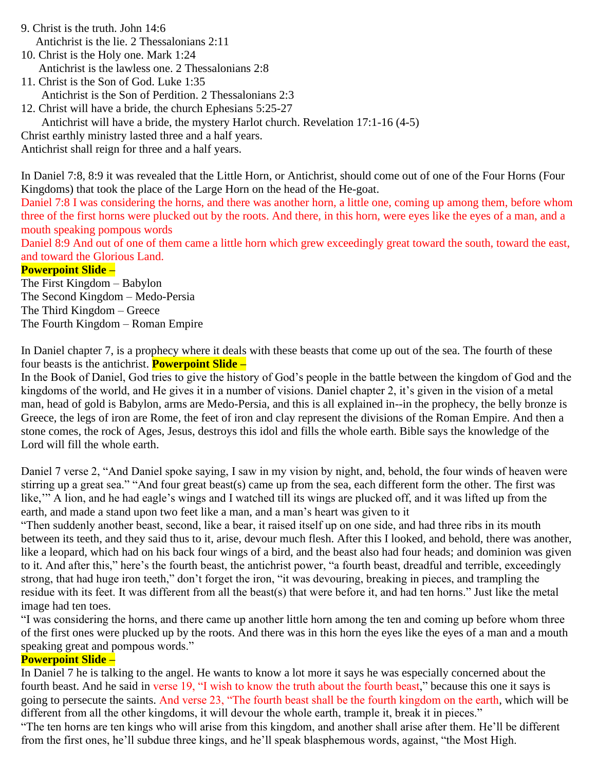9. Christ is the truth. John 14:6
   Antichrist is the lie. 2 Thessalonians 2:11
10. Christ is the Holy one. Mark 1:24
    Antichrist is the lawless one. 2 Thessalonians 2:8
11. Christ is the Son of God. Luke 1:35
    Antichrist is the Son of Perdition. 2 Thessalonians 2:3
12. Christ will have a bride, the church Ephesians 5:25-27
    Antichrist will have a bride, the mystery Harlot church. Revelation 17:1-16 (4-5)

Christ earthly ministry lasted three and a half years.
Antichrist shall reign for three and a half years.

In Daniel 7:8, 8:9 it was revealed that the Little Horn, or Antichrist, should come out of one of the Four Horns (Four Kingdoms) that took the place of the Large Horn on the head of the He-goat.
Daniel 7:8 I was considering the horns, and there was another horn, a little one, coming up among them, before whom three of the first horns were plucked out by the roots. And there, in this horn, were eyes like the eyes of a man, and a mouth speaking pompous words
Daniel 8:9 And out of one of them came a little horn which grew exceedingly great toward the south, toward the east, and toward the Glorious Land.

**Powerpoint Slide –**

The First Kingdom – Babylon
The Second Kingdom – Medo-Persia
The Third Kingdom – Greece
The Fourth Kingdom – Roman Empire

In Daniel chapter 7, is a prophecy where it deals with these beasts that come up out of the sea. The fourth of these four beasts is the antichrist. **Powerpoint Slide –**
In the Book of Daniel, God tries to give the history of God's people in the battle between the kingdom of God and the kingdoms of the world, and He gives it in a number of visions. Daniel chapter 2, it's given in the vision of a metal man, head of gold is Babylon, arms are Medo-Persia, and this is all explained in--in the prophecy, the belly bronze is Greece, the legs of iron are Rome, the feet of iron and clay represent the divisions of the Roman Empire. And then a stone comes, the rock of Ages, Jesus, destroys this idol and fills the whole earth. Bible says the knowledge of the Lord will fill the whole earth.

Daniel 7 verse 2, "And Daniel spoke saying, I saw in my vision by night, and, behold, the four winds of heaven were stirring up a great sea." "And four great beast(s) came up from the sea, each different form the other. The first was like,'" A lion, and he had eagle's wings and I watched till its wings are plucked off, and it was lifted up from the earth, and made a stand upon two feet like a man, and a man's heart was given to it
"Then suddenly another beast, second, like a bear, it raised itself up on one side, and had three ribs in its mouth between its teeth, and they said thus to it, arise, devour much flesh. After this I looked, and behold, there was another, like a leopard, which had on his back four wings of a bird, and the beast also had four heads; and dominion was given to it. And after this," here's the fourth beast, the antichrist power, "a fourth beast, dreadful and terrible, exceedingly strong, that had huge iron teeth," don't forget the iron, "it was devouring, breaking in pieces, and trampling the residue with its feet. It was different from all the beast(s) that were before it, and had ten horns." Just like the metal image had ten toes.
"I was considering the horns, and there came up another little horn among the ten and coming up before whom three of the first ones were plucked up by the roots. And there was in this horn the eyes like the eyes of a man and a mouth speaking great and pompous words."

**Powerpoint Slide –**

In Daniel 7 he is talking to the angel. He wants to know a lot more it says he was especially concerned about the fourth beast. And he said in verse 19, "I wish to know the truth about the fourth beast," because this one it says is going to persecute the saints. And verse 23, "The fourth beast shall be the fourth kingdom on the earth, which will be different from all the other kingdoms, it will devour the whole earth, trample it, break it in pieces."
"The ten horns are ten kings who will arise from this kingdom, and another shall arise after them. He'll be different from the first ones, he'll subdue three kings, and he'll speak blasphemous words, against, "the Most High.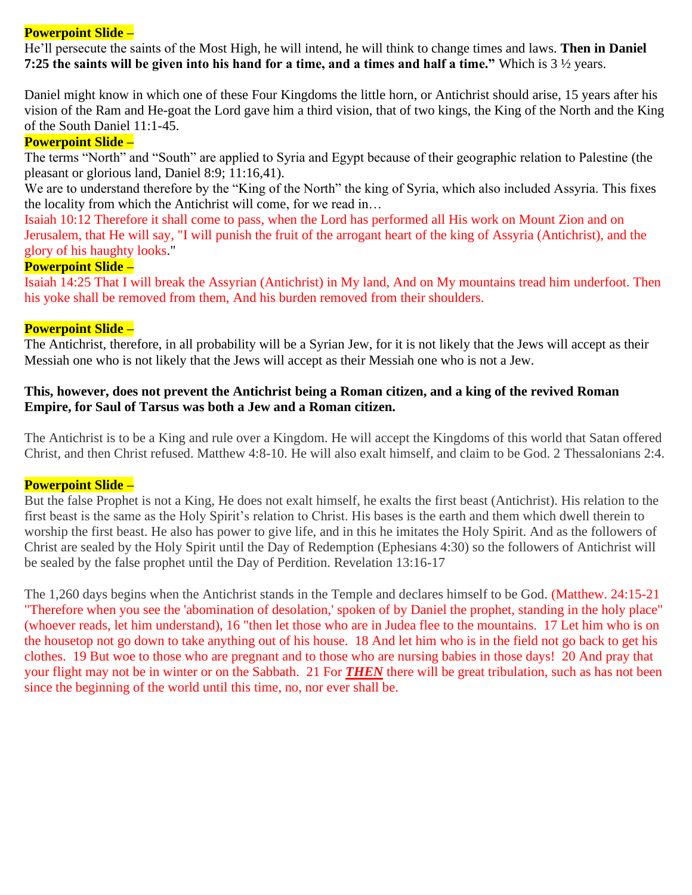**Powerpoint Slide –**

He'll persecute the saints of the Most High, he will intend, he will think to change times and laws. **Then in Daniel 7:25 the saints will be given into his hand for a time, and a times and half a time."** Which is 3 ½ years.

Daniel might know in which one of these Four Kingdoms the little horn, or Antichrist should arise, 15 years after his vision of the Ram and He-goat the Lord gave him a third vision, that of two kings, the King of the North and the King of the South Daniel 11:1-45.

**Powerpoint Slide –**

The terms "North" and "South" are applied to Syria and Egypt because of their geographic relation to Palestine (the pleasant or glorious land, Daniel 8:9; 11:16,41).

We are to understand therefore by the "King of the North" the king of Syria, which also included Assyria. This fixes the locality from which the Antichrist will come, for we read in…

Isaiah 10:12 Therefore it shall come to pass, when the Lord has performed all His work on Mount Zion and on Jerusalem, that He will say, "I will punish the fruit of the arrogant heart of the king of Assyria (Antichrist), and the glory of his haughty looks."

**Powerpoint Slide –**

Isaiah 14:25 That I will break the Assyrian (Antichrist) in My land, And on My mountains tread him underfoot. Then his yoke shall be removed from them, And his burden removed from their shoulders.

**Powerpoint Slide –**

The Antichrist, therefore, in all probability will be a Syrian Jew, for it is not likely that the Jews will accept as their Messiah one who is not likely that the Jews will accept as their Messiah one who is not a Jew.

**This, however, does not prevent the Antichrist being a Roman citizen, and a king of the revived Roman Empire, for Saul of Tarsus was both a Jew and a Roman citizen.**

The Antichrist is to be a King and rule over a Kingdom. He will accept the Kingdoms of this world that Satan offered Christ, and then Christ refused. Matthew 4:8-10. He will also exalt himself, and claim to be God. 2 Thessalonians 2:4.

**Powerpoint Slide –**

But the false Prophet is not a King, He does not exalt himself, he exalts the first beast (Antichrist). His relation to the first beast is the same as the Holy Spirit's relation to Christ. His bases is the earth and them which dwell therein to worship the first beast. He also has power to give life, and in this he imitates the Holy Spirit. And as the followers of Christ are sealed by the Holy Spirit until the Day of Redemption (Ephesians 4:30) so the followers of Antichrist will be sealed by the false prophet until the Day of Perdition. Revelation 13:16-17

The 1,260 days begins when the Antichrist stands in the Temple and declares himself to be God. (Matthew. 24:15-21 "Therefore when you see the 'abomination of desolation,' spoken of by Daniel the prophet, standing in the holy place" (whoever reads, let him understand), 16 "then let those who are in Judea flee to the mountains. 17 Let him who is on the housetop not go down to take anything out of his house. 18 And let him who is in the field not go back to get his clothes. 19 But woe to those who are pregnant and to those who are nursing babies in those days! 20 And pray that your flight may not be in winter or on the Sabbath. 21 For ***THEN*** there will be great tribulation, such as has not been since the beginning of the world until this time, no, nor ever shall be.